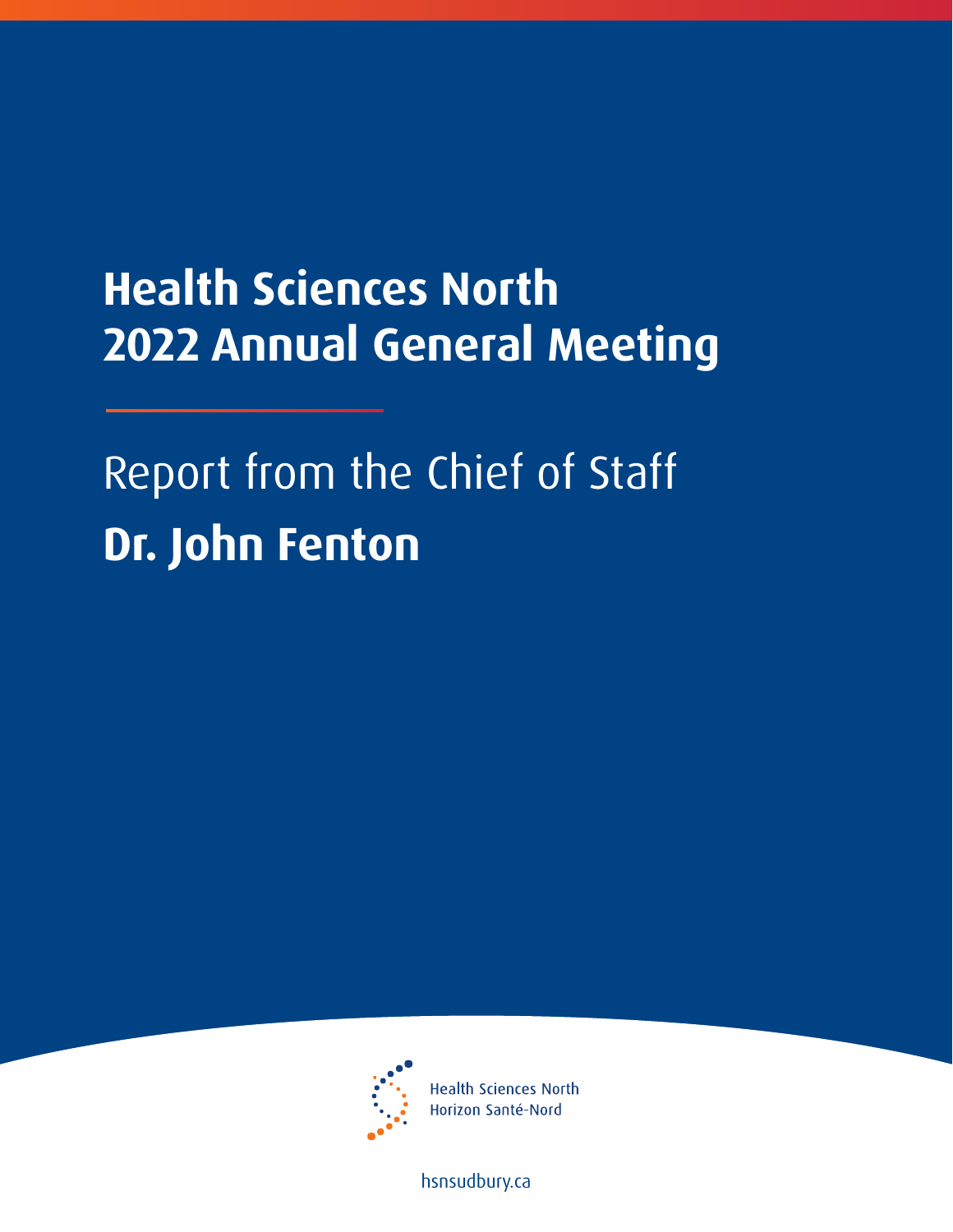# Health Sciences North
# 2022 Annual General Meeting

## Report from the Chief of Staff
## **Dr. John Fenton**

Health Sciences North
Horizon Santé-Nord

hsnsudbury.ca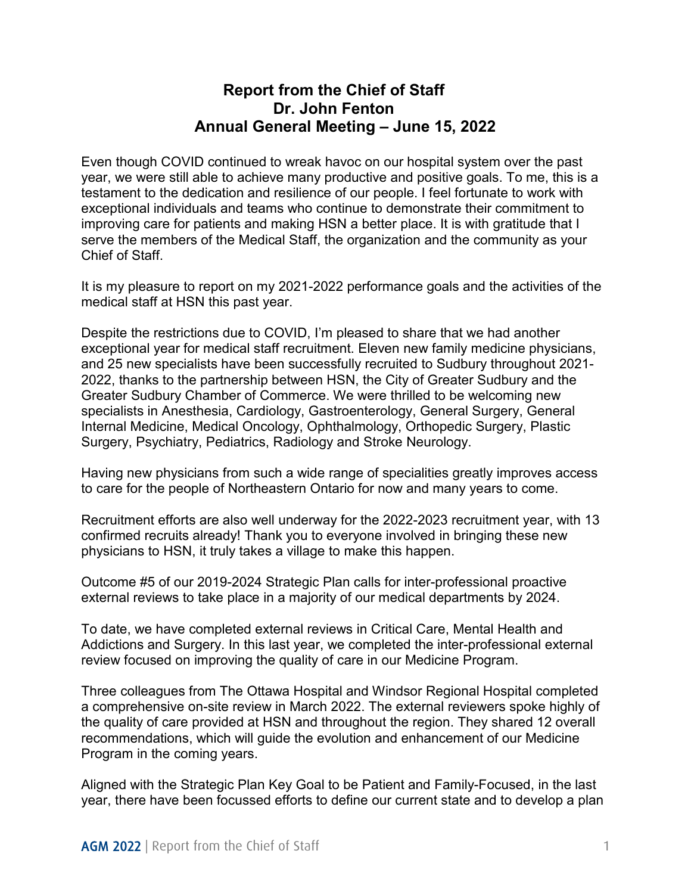# Report from the Chief of Staff
# Dr. John Fenton
# Annual General Meeting – June 15, 2022

Even though COVID continued to wreak havoc on our hospital system over the past year, we were still able to achieve many productive and positive goals. To me, this is a testament to the dedication and resilience of our people. I feel fortunate to work with exceptional individuals and teams who continue to demonstrate their commitment to improving care for patients and making HSN a better place. It is with gratitude that I serve the members of the Medical Staff, the organization and the community as your Chief of Staff.

It is my pleasure to report on my 2021-2022 performance goals and the activities of the medical staff at HSN this past year.

Despite the restrictions due to COVID, I'm pleased to share that we had another exceptional year for medical staff recruitment. Eleven new family medicine physicians, and 25 new specialists have been successfully recruited to Sudbury throughout 2021-2022, thanks to the partnership between HSN, the City of Greater Sudbury and the Greater Sudbury Chamber of Commerce. We were thrilled to be welcoming new specialists in Anesthesia, Cardiology, Gastroenterology, General Surgery, General Internal Medicine, Medical Oncology, Ophthalmology, Orthopedic Surgery, Plastic Surgery, Psychiatry, Pediatrics, Radiology and Stroke Neurology.

Having new physicians from such a wide range of specialities greatly improves access to care for the people of Northeastern Ontario for now and many years to come.

Recruitment efforts are also well underway for the 2022-2023 recruitment year, with 13 confirmed recruits already! Thank you to everyone involved in bringing these new physicians to HSN, it truly takes a village to make this happen.

Outcome #5 of our 2019-2024 Strategic Plan calls for inter-professional proactive external reviews to take place in a majority of our medical departments by 2024.

To date, we have completed external reviews in Critical Care, Mental Health and Addictions and Surgery. In this last year, we completed the inter-professional external review focused on improving the quality of care in our Medicine Program.

Three colleagues from The Ottawa Hospital and Windsor Regional Hospital completed a comprehensive on-site review in March 2022. The external reviewers spoke highly of the quality of care provided at HSN and throughout the region. They shared 12 overall recommendations, which will guide the evolution and enhancement of our Medicine Program in the coming years.

Aligned with the Strategic Plan Key Goal to be Patient and Family-Focused, in the last year, there have been focussed efforts to define our current state and to develop a plan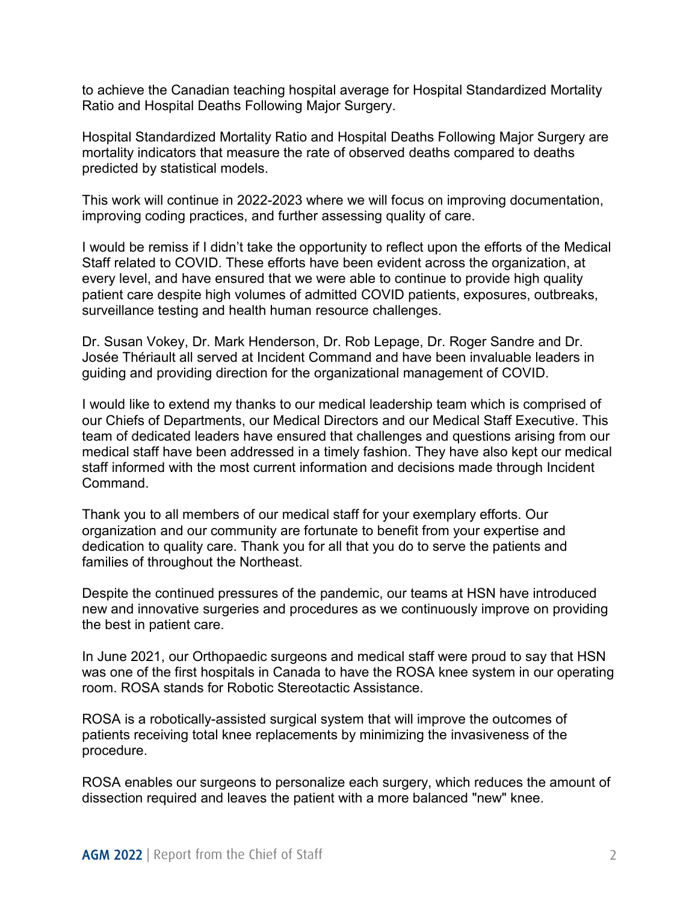to achieve the Canadian teaching hospital average for Hospital Standardized Mortality Ratio and Hospital Deaths Following Major Surgery.

Hospital Standardized Mortality Ratio and Hospital Deaths Following Major Surgery are mortality indicators that measure the rate of observed deaths compared to deaths predicted by statistical models.

This work will continue in 2022-2023 where we will focus on improving documentation, improving coding practices, and further assessing quality of care.

I would be remiss if I didn't take the opportunity to reflect upon the efforts of the Medical Staff related to COVID. These efforts have been evident across the organization, at every level, and have ensured that we were able to continue to provide high quality patient care despite high volumes of admitted COVID patients, exposures, outbreaks, surveillance testing and health human resource challenges.

Dr. Susan Vokey, Dr. Mark Henderson, Dr. Rob Lepage, Dr. Roger Sandre and Dr. Josée Thériault all served at Incident Command and have been invaluable leaders in guiding and providing direction for the organizational management of COVID.

I would like to extend my thanks to our medical leadership team which is comprised of our Chiefs of Departments, our Medical Directors and our Medical Staff Executive. This team of dedicated leaders have ensured that challenges and questions arising from our medical staff have been addressed in a timely fashion. They have also kept our medical staff informed with the most current information and decisions made through Incident Command.

Thank you to all members of our medical staff for your exemplary efforts. Our organization and our community are fortunate to benefit from your expertise and dedication to quality care. Thank you for all that you do to serve the patients and families of throughout the Northeast.

Despite the continued pressures of the pandemic, our teams at HSN have introduced new and innovative surgeries and procedures as we continuously improve on providing the best in patient care.

In June 2021, our Orthopaedic surgeons and medical staff were proud to say that HSN was one of the first hospitals in Canada to have the ROSA knee system in our operating room. ROSA stands for Robotic Stereotactic Assistance.

ROSA is a robotically-assisted surgical system that will improve the outcomes of patients receiving total knee replacements by minimizing the invasiveness of the procedure.

ROSA enables our surgeons to personalize each surgery, which reduces the amount of dissection required and leaves the patient with a more balanced "new" knee.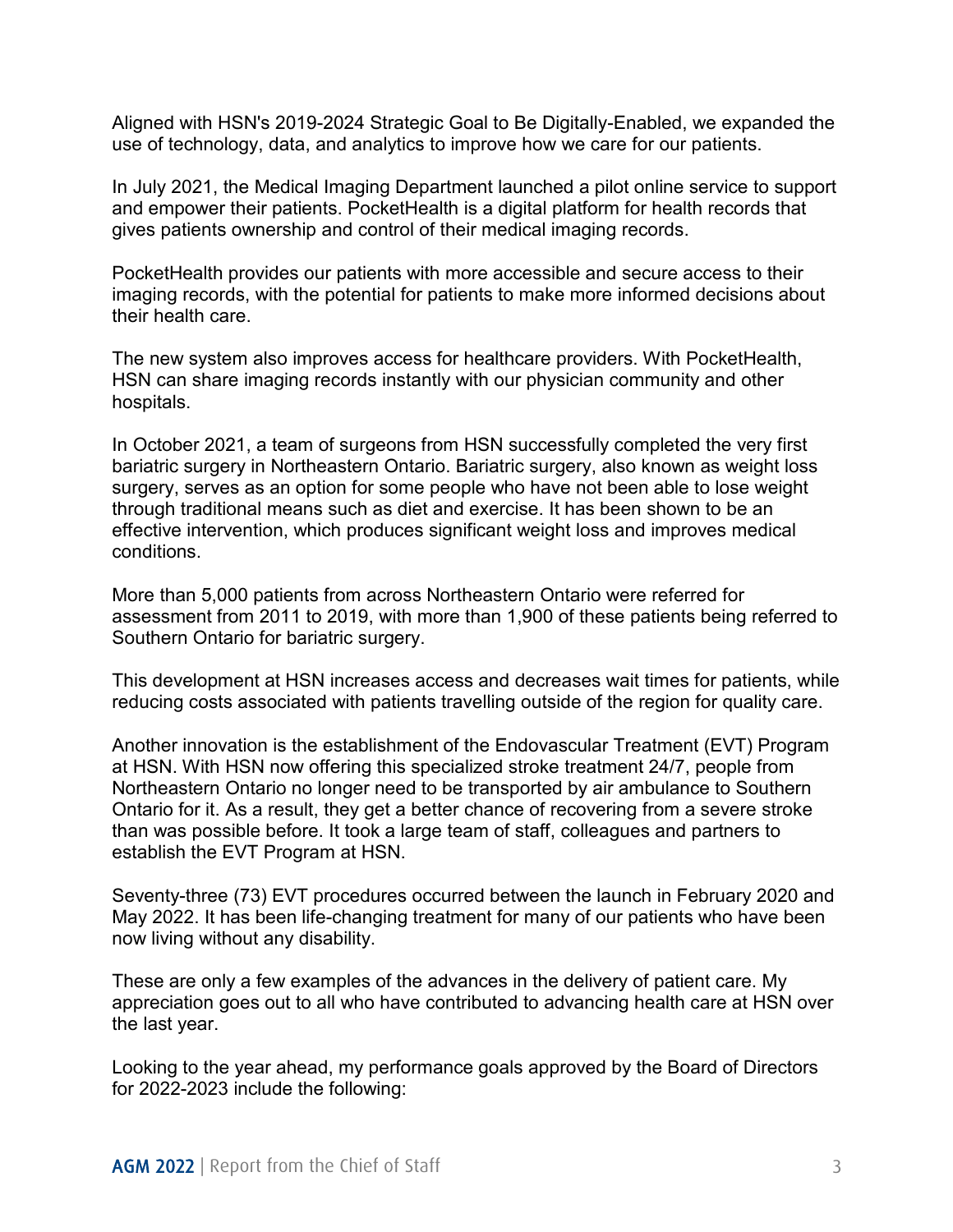Aligned with HSN's 2019-2024 Strategic Goal to Be Digitally-Enabled, we expanded the use of technology, data, and analytics to improve how we care for our patients.

In July 2021, the Medical Imaging Department launched a pilot online service to support and empower their patients. PocketHealth is a digital platform for health records that gives patients ownership and control of their medical imaging records.

PocketHealth provides our patients with more accessible and secure access to their imaging records, with the potential for patients to make more informed decisions about their health care.

The new system also improves access for healthcare providers. With PocketHealth, HSN can share imaging records instantly with our physician community and other hospitals.

In October 2021, a team of surgeons from HSN successfully completed the very first bariatric surgery in Northeastern Ontario. Bariatric surgery, also known as weight loss surgery, serves as an option for some people who have not been able to lose weight through traditional means such as diet and exercise. It has been shown to be an effective intervention, which produces significant weight loss and improves medical conditions.

More than 5,000 patients from across Northeastern Ontario were referred for assessment from 2011 to 2019, with more than 1,900 of these patients being referred to Southern Ontario for bariatric surgery.

This development at HSN increases access and decreases wait times for patients, while reducing costs associated with patients travelling outside of the region for quality care.

Another innovation is the establishment of the Endovascular Treatment (EVT) Program at HSN. With HSN now offering this specialized stroke treatment 24/7, people from Northeastern Ontario no longer need to be transported by air ambulance to Southern Ontario for it. As a result, they get a better chance of recovering from a severe stroke than was possible before. It took a large team of staff, colleagues and partners to establish the EVT Program at HSN.

Seventy-three (73) EVT procedures occurred between the launch in February 2020 and May 2022. It has been life-changing treatment for many of our patients who have been now living without any disability.

These are only a few examples of the advances in the delivery of patient care. My appreciation goes out to all who have contributed to advancing health care at HSN over the last year.

Looking to the year ahead, my performance goals approved by the Board of Directors for 2022-2023 include the following: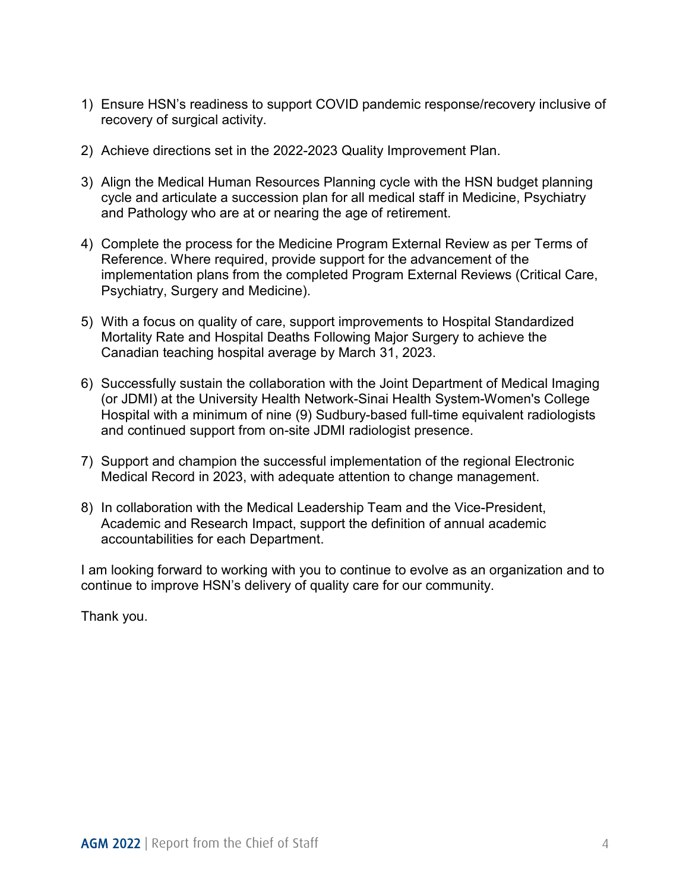1) Ensure HSN's readiness to support COVID pandemic response/recovery inclusive of recovery of surgical activity.

2) Achieve directions set in the 2022-2023 Quality Improvement Plan.

3) Align the Medical Human Resources Planning cycle with the HSN budget planning cycle and articulate a succession plan for all medical staff in Medicine, Psychiatry and Pathology who are at or nearing the age of retirement.

4) Complete the process for the Medicine Program External Review as per Terms of Reference. Where required, provide support for the advancement of the implementation plans from the completed Program External Reviews (Critical Care, Psychiatry, Surgery and Medicine).

5) With a focus on quality of care, support improvements to Hospital Standardized Mortality Rate and Hospital Deaths Following Major Surgery to achieve the Canadian teaching hospital average by March 31, 2023.

6) Successfully sustain the collaboration with the Joint Department of Medical Imaging (or JDMI) at the University Health Network-Sinai Health System-Women's College Hospital with a minimum of nine (9) Sudbury-based full-time equivalent radiologists and continued support from on-site JDMI radiologist presence.

7) Support and champion the successful implementation of the regional Electronic Medical Record in 2023, with adequate attention to change management.

8) In collaboration with the Medical Leadership Team and the Vice-President, Academic and Research Impact, support the definition of annual academic accountabilities for each Department.

I am looking forward to working with you to continue to evolve as an organization and to continue to improve HSN's delivery of quality care for our community.

Thank you.